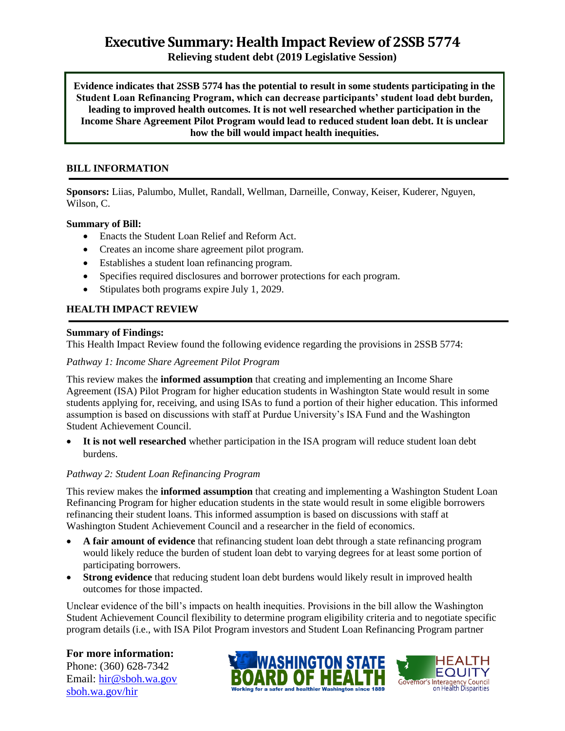# Executive Summary: Health Impact Review of 2SSB 5774

**Relieving student debt (2019 Legislative Session)**

**Evidence indicates that 2SSB 5774 has the potential to result in some students participating in the Student Loan Refinancing Program, which can decrease participants' student load debt burden, leading to improved health outcomes. It is not well researched whether participation in the Income Share Agreement Pilot Program would lead to reduced student loan debt. It is unclear how the bill would impact health inequities.**

## BILL INFORMATION

**Sponsors:** Liias, Palumbo, Mullet, Randall, Wellman, Darneille, Conway, Keiser, Kuderer, Nguyen, Wilson, C.

**Summary of Bill:**

- Enacts the Student Loan Relief and Reform Act.
- Creates an income share agreement pilot program.
- Establishes a student loan refinancing program.
- Specifies required disclosures and borrower protections for each program.
- Stipulates both programs expire July 1, 2029.

## HEALTH IMPACT REVIEW

**Summary of Findings:**

This Health Impact Review found the following evidence regarding the provisions in 2SSB 5774:

*Pathway 1: Income Share Agreement Pilot Program*

This review makes the **informed assumption** that creating and implementing an Income Share Agreement (ISA) Pilot Program for higher education students in Washington State would result in some students applying for, receiving, and using ISAs to fund a portion of their higher education. This informed assumption is based on discussions with staff at Purdue University's ISA Fund and the Washington Student Achievement Council.

- **It is not well researched** whether participation in the ISA program will reduce student loan debt burdens.

*Pathway 2: Student Loan Refinancing Program*

This review makes the **informed assumption** that creating and implementing a Washington Student Loan Refinancing Program for higher education students in the state would result in some eligible borrowers refinancing their student loans. This informed assumption is based on discussions with staff at Washington Student Achievement Council and a researcher in the field of economics.

- **A fair amount of evidence** that refinancing student loan debt through a state refinancing program would likely reduce the burden of student loan debt to varying degrees for at least some portion of participating borrowers.
- **Strong evidence** that reducing student loan debt burdens would likely result in improved health outcomes for those impacted.

Unclear evidence of the bill's impacts on health inequities. Provisions in the bill allow the Washington Student Achievement Council flexibility to determine program eligibility criteria and to negotiate specific program details (i.e., with ISA Pilot Program investors and Student Loan Refinancing Program partner

**For more information:**
Phone: (360) 628-7342
Email: hir@sboh.wa.gov
sboh.wa.gov/hir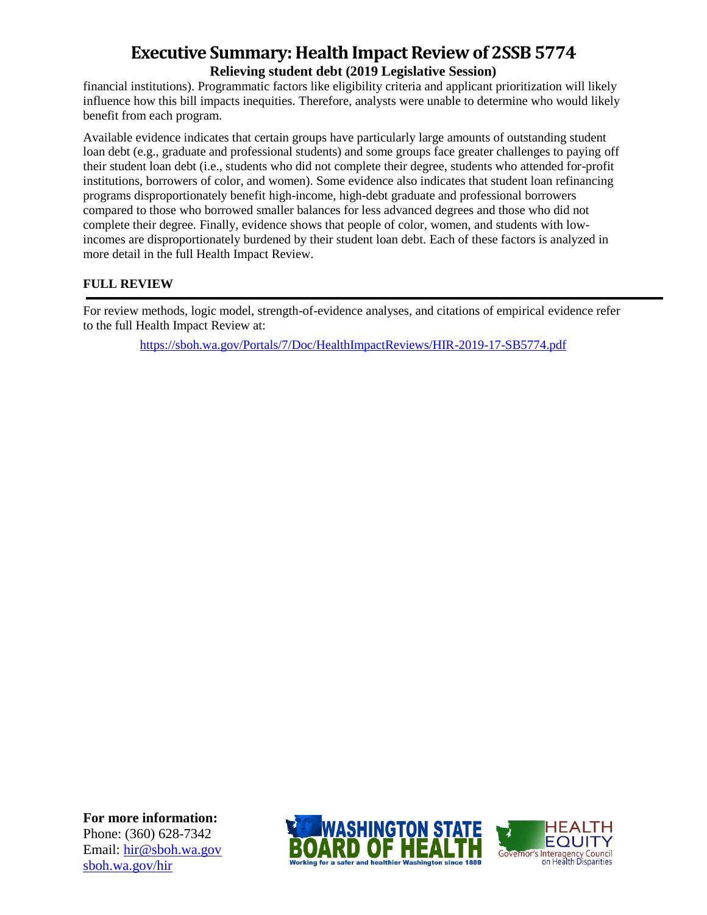financial institutions). Programmatic factors like eligibility criteria and applicant prioritization will likely influence how this bill impacts inequities. Therefore, analysts were unable to determine who would likely benefit from each program.

Available evidence indicates that certain groups have particularly large amounts of outstanding student loan debt (e.g., graduate and professional students) and some groups face greater challenges to paying off their student loan debt (i.e., students who did not complete their degree, students who attended for-profit institutions, borrowers of color, and women). Some evidence also indicates that student loan refinancing programs disproportionately benefit high-income, high-debt graduate and professional borrowers compared to those who borrowed smaller balances for less advanced degrees and those who did not complete their degree. Finally, evidence shows that people of color, women, and students with low-incomes are disproportionately burdened by their student loan debt. Each of these factors is analyzed in more detail in the full Health Impact Review.

**FULL REVIEW**

For review methods, logic model, strength-of-evidence analyses, and citations of empirical evidence refer to the full Health Impact Review at:

https://sboh.wa.gov/Portals/7/Doc/HealthImpactReviews/HIR-2019-17-SB5774.pdf

**For more information:**
Phone: (360) 628-7342
Email: hir@sboh.wa.gov
sboh.wa.gov/hir

WASHINGTON STATE BOARD OF HEALTH
Working for a safer and healthier Washington since 1889

HEALTH EQUITY
Governor's Interagency Council on Health Disparities